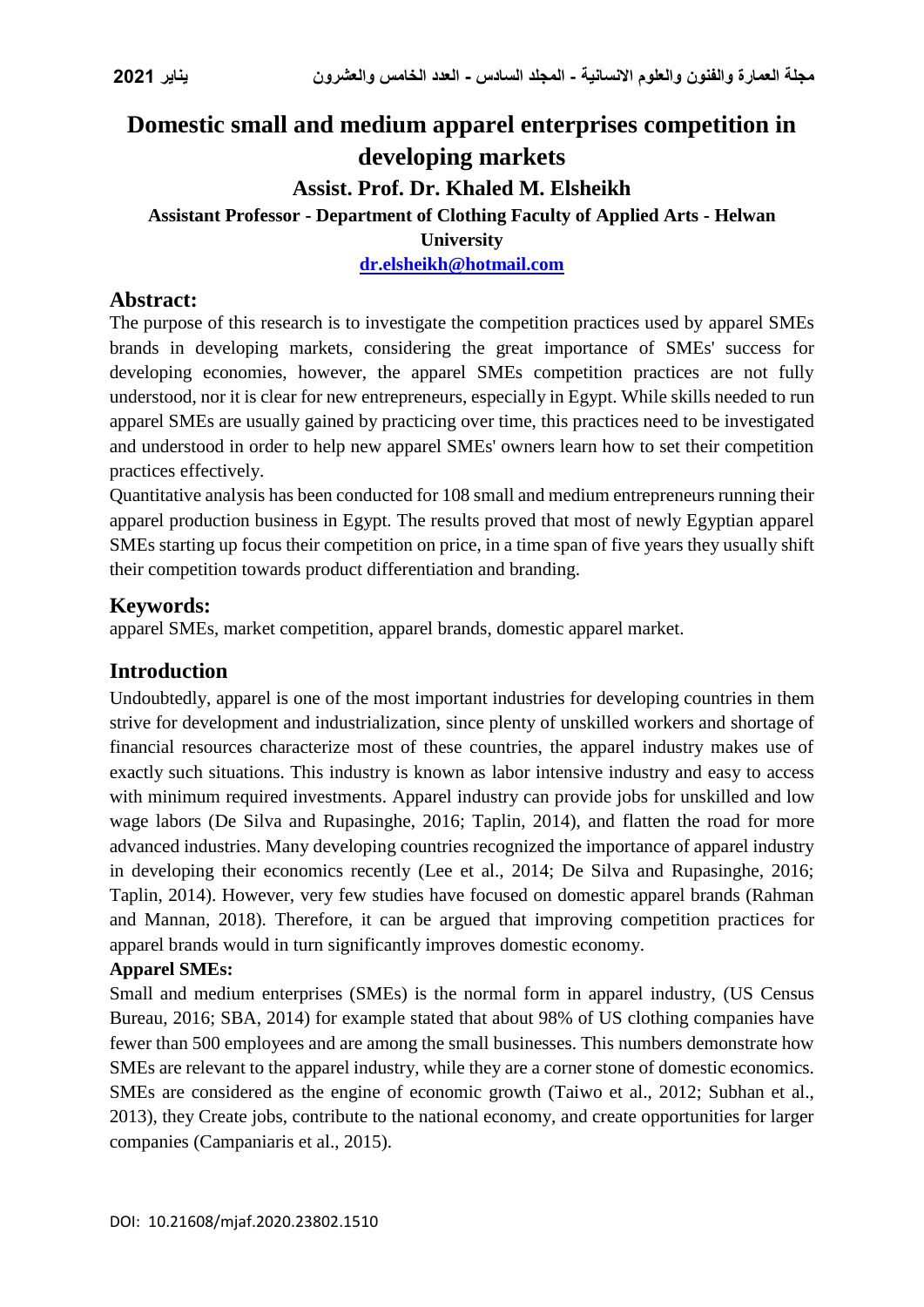# Domestic small and medium apparel enterprises competition in developing markets

## Assist. Prof. Dr. Khaled M. Elsheikh

**Assistant Professor - Department of Clothing Faculty of Applied Arts - Helwan University**

**dr.elsheikh@hotmail.com**

## Abstract:

The purpose of this research is to investigate the competition practices used by apparel SMEs brands in developing markets, considering the great importance of SMEs' success for developing economies, however, the apparel SMEs competition practices are not fully understood, nor it is clear for new entrepreneurs, especially in Egypt. While skills needed to run apparel SMEs are usually gained by practicing over time, this practices need to be investigated and understood in order to help new apparel SMEs' owners learn how to set their competition practices effectively.

Quantitative analysis has been conducted for 108 small and medium entrepreneurs running their apparel production business in Egypt. The results proved that most of newly Egyptian apparel SMEs starting up focus their competition on price, in a time span of five years they usually shift their competition towards product differentiation and branding.

## Keywords:

apparel SMEs, market competition, apparel brands, domestic apparel market.

## Introduction

Undoubtedly, apparel is one of the most important industries for developing countries in them strive for development and industrialization, since plenty of unskilled workers and shortage of financial resources characterize most of these countries, the apparel industry makes use of exactly such situations. This industry is known as labor intensive industry and easy to access with minimum required investments. Apparel industry can provide jobs for unskilled and low wage labors (De Silva and Rupasinghe, 2016; Taplin, 2014), and flatten the road for more advanced industries. Many developing countries recognized the importance of apparel industry in developing their economics recently (Lee et al., 2014; De Silva and Rupasinghe, 2016; Taplin, 2014). However, very few studies have focused on domestic apparel brands (Rahman and Mannan, 2018). Therefore, it can be argued that improving competition practices for apparel brands would in turn significantly improves domestic economy.

**Apparel SMEs:**

Small and medium enterprises (SMEs) is the normal form in apparel industry, (US Census Bureau, 2016; SBA, 2014) for example stated that about 98% of US clothing companies have fewer than 500 employees and are among the small businesses. This numbers demonstrate how SMEs are relevant to the apparel industry, while they are a corner stone of domestic economics. SMEs are considered as the engine of economic growth (Taiwo et al., 2012; Subhan et al., 2013), they Create jobs, contribute to the national economy, and create opportunities for larger companies (Campaniaris et al., 2015).

DOI: 10.21608/mjaf.2020.23802.1510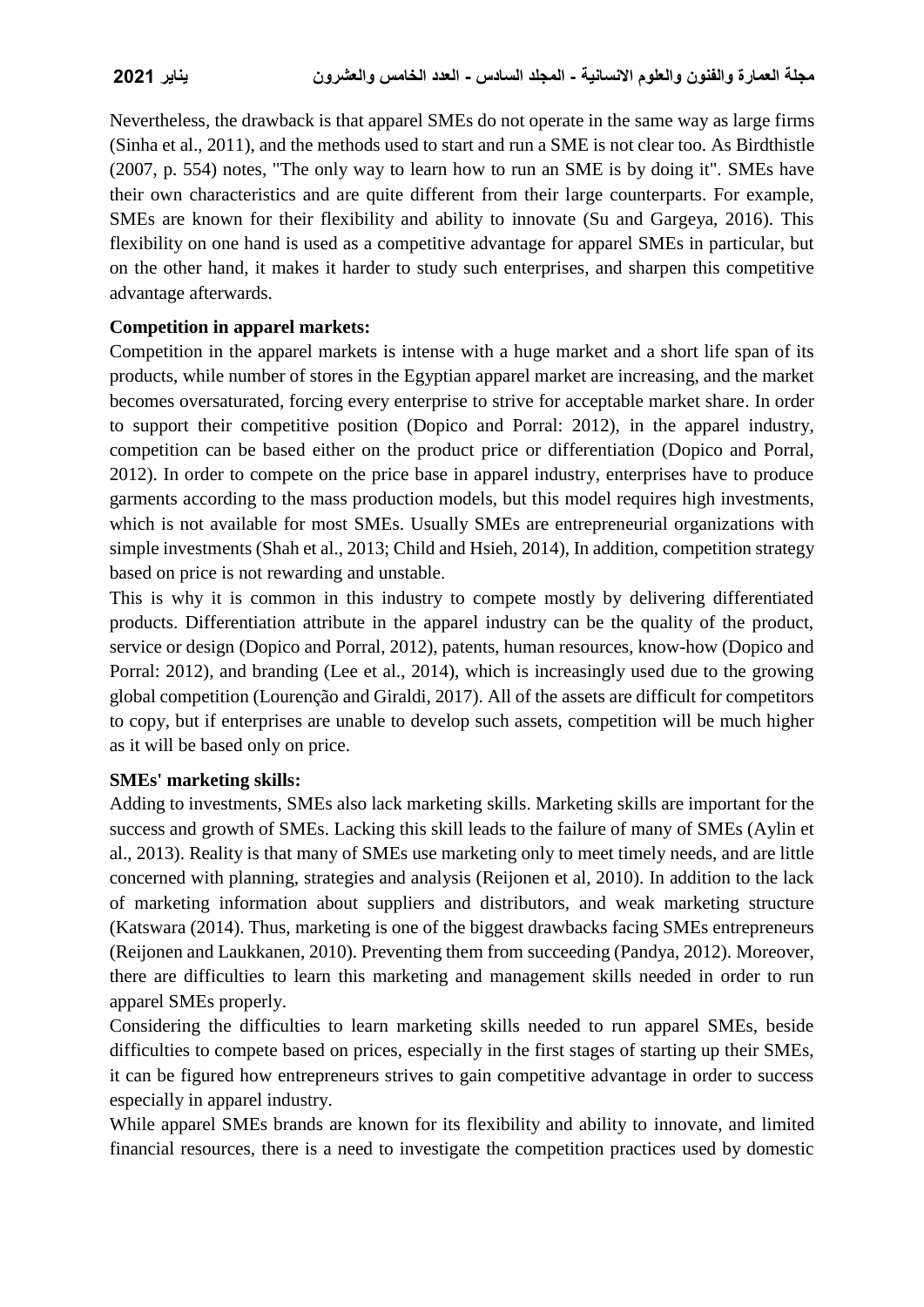Nevertheless, the drawback is that apparel SMEs do not operate in the same way as large firms (Sinha et al., 2011), and the methods used to start and run a SME is not clear too. As Birdthistle (2007, p. 554) notes, "The only way to learn how to run an SME is by doing it". SMEs have their own characteristics and are quite different from their large counterparts. For example, SMEs are known for their flexibility and ability to innovate (Su and Gargeya, 2016). This flexibility on one hand is used as a competitive advantage for apparel SMEs in particular, but on the other hand, it makes it harder to study such enterprises, and sharpen this competitive advantage afterwards.

**Competition in apparel markets:**

Competition in the apparel markets is intense with a huge market and a short life span of its products, while number of stores in the Egyptian apparel market are increasing, and the market becomes oversaturated, forcing every enterprise to strive for acceptable market share. In order to support their competitive position (Dopico and Porral: 2012), in the apparel industry, competition can be based either on the product price or differentiation (Dopico and Porral, 2012). In order to compete on the price base in apparel industry, enterprises have to produce garments according to the mass production models, but this model requires high investments, which is not available for most SMEs. Usually SMEs are entrepreneurial organizations with simple investments (Shah et al., 2013; Child and Hsieh, 2014), In addition, competition strategy based on price is not rewarding and unstable.

This is why it is common in this industry to compete mostly by delivering differentiated products. Differentiation attribute in the apparel industry can be the quality of the product, service or design (Dopico and Porral, 2012), patents, human resources, know-how (Dopico and Porral: 2012), and branding (Lee et al., 2014), which is increasingly used due to the growing global competition (Lourenção and Giraldi, 2017). All of the assets are difficult for competitors to copy, but if enterprises are unable to develop such assets, competition will be much higher as it will be based only on price.

**SMEs' marketing skills:**

Adding to investments, SMEs also lack marketing skills. Marketing skills are important for the success and growth of SMEs. Lacking this skill leads to the failure of many of SMEs (Aylin et al., 2013). Reality is that many of SMEs use marketing only to meet timely needs, and are little concerned with planning, strategies and analysis (Reijonen et al, 2010). In addition to the lack of marketing information about suppliers and distributors, and weak marketing structure (Katswara (2014). Thus, marketing is one of the biggest drawbacks facing SMEs entrepreneurs (Reijonen and Laukkanen, 2010). Preventing them from succeeding (Pandya, 2012). Moreover, there are difficulties to learn this marketing and management skills needed in order to run apparel SMEs properly.

Considering the difficulties to learn marketing skills needed to run apparel SMEs, beside difficulties to compete based on prices, especially in the first stages of starting up their SMEs, it can be figured how entrepreneurs strives to gain competitive advantage in order to success especially in apparel industry.

While apparel SMEs brands are known for its flexibility and ability to innovate, and limited financial resources, there is a need to investigate the competition practices used by domestic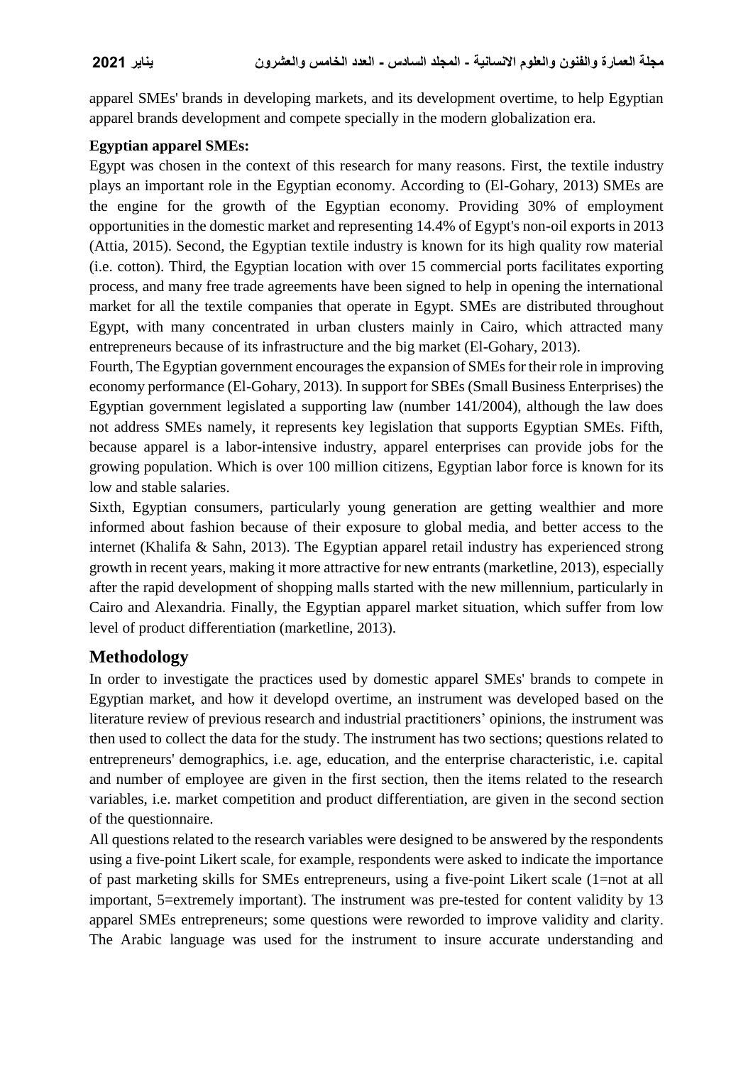apparel SMEs' brands in developing markets, and its development overtime, to help Egyptian apparel brands development and compete specially in the modern globalization era.

**Egyptian apparel SMEs:**

Egypt was chosen in the context of this research for many reasons. First, the textile industry plays an important role in the Egyptian economy. According to (El-Gohary, 2013) SMEs are the engine for the growth of the Egyptian economy. Providing 30% of employment opportunities in the domestic market and representing 14.4% of Egypt's non-oil exports in 2013 (Attia, 2015). Second, the Egyptian textile industry is known for its high quality row material (i.e. cotton). Third, the Egyptian location with over 15 commercial ports facilitates exporting process, and many free trade agreements have been signed to help in opening the international market for all the textile companies that operate in Egypt. SMEs are distributed throughout Egypt, with many concentrated in urban clusters mainly in Cairo, which attracted many entrepreneurs because of its infrastructure and the big market (El-Gohary, 2013).

Fourth, The Egyptian government encourages the expansion of SMEs for their role in improving economy performance (El-Gohary, 2013). In support for SBEs (Small Business Enterprises) the Egyptian government legislated a supporting law (number 141/2004), although the law does not address SMEs namely, it represents key legislation that supports Egyptian SMEs. Fifth, because apparel is a labor-intensive industry, apparel enterprises can provide jobs for the growing population. Which is over 100 million citizens, Egyptian labor force is known for its low and stable salaries.

Sixth, Egyptian consumers, particularly young generation are getting wealthier and more informed about fashion because of their exposure to global media, and better access to the internet (Khalifa & Sahn, 2013). The Egyptian apparel retail industry has experienced strong growth in recent years, making it more attractive for new entrants (marketline, 2013), especially after the rapid development of shopping malls started with the new millennium, particularly in Cairo and Alexandria. Finally, the Egyptian apparel market situation, which suffer from low level of product differentiation (marketline, 2013).

## Methodology

In order to investigate the practices used by domestic apparel SMEs' brands to compete in Egyptian market, and how it developd overtime, an instrument was developed based on the literature review of previous research and industrial practitioners' opinions, the instrument was then used to collect the data for the study. The instrument has two sections; questions related to entrepreneurs' demographics, i.e. age, education, and the enterprise characteristic, i.e. capital and number of employee are given in the first section, then the items related to the research variables, i.e. market competition and product differentiation, are given in the second section of the questionnaire.

All questions related to the research variables were designed to be answered by the respondents using a five-point Likert scale, for example, respondents were asked to indicate the importance of past marketing skills for SMEs entrepreneurs, using a five-point Likert scale (1=not at all important, 5=extremely important). The instrument was pre-tested for content validity by 13 apparel SMEs entrepreneurs; some questions were reworded to improve validity and clarity. The Arabic language was used for the instrument to insure accurate understanding and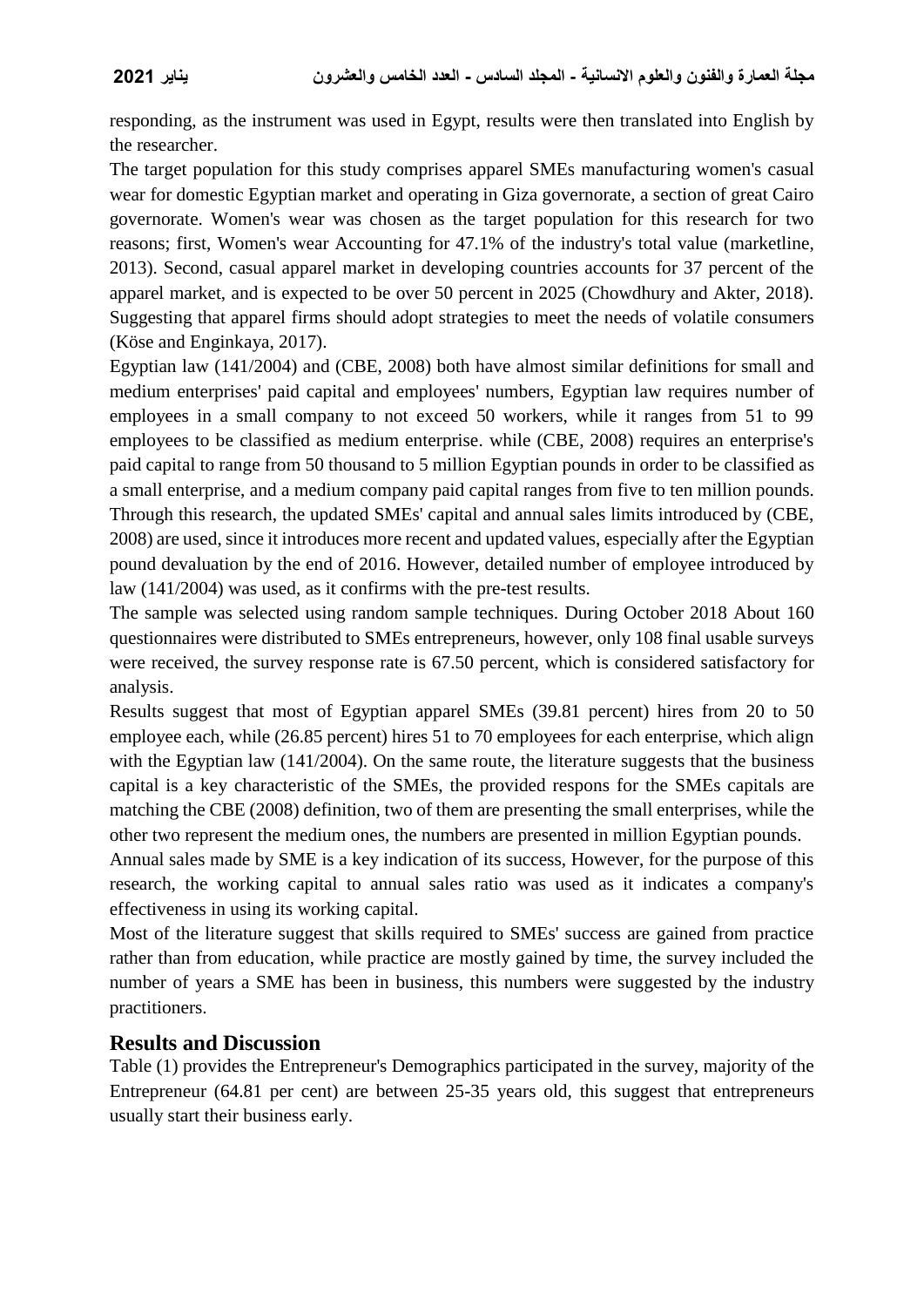responding, as the instrument was used in Egypt, results were then translated into English by the researcher.

The target population for this study comprises apparel SMEs manufacturing women's casual wear for domestic Egyptian market and operating in Giza governorate, a section of great Cairo governorate. Women's wear was chosen as the target population for this research for two reasons; first, Women's wear Accounting for 47.1% of the industry's total value (marketline, 2013). Second, casual apparel market in developing countries accounts for 37 percent of the apparel market, and is expected to be over 50 percent in 2025 (Chowdhury and Akter, 2018). Suggesting that apparel firms should adopt strategies to meet the needs of volatile consumers (Köse and Enginkaya, 2017).

Egyptian law (141/2004) and (CBE, 2008) both have almost similar definitions for small and medium enterprises' paid capital and employees' numbers, Egyptian law requires number of employees in a small company to not exceed 50 workers, while it ranges from 51 to 99 employees to be classified as medium enterprise. while (CBE, 2008) requires an enterprise's paid capital to range from 50 thousand to 5 million Egyptian pounds in order to be classified as a small enterprise, and a medium company paid capital ranges from five to ten million pounds. Through this research, the updated SMEs' capital and annual sales limits introduced by (CBE, 2008) are used, since it introduces more recent and updated values, especially after the Egyptian pound devaluation by the end of 2016. However, detailed number of employee introduced by law (141/2004) was used, as it confirms with the pre-test results.

The sample was selected using random sample techniques. During October 2018 About 160 questionnaires were distributed to SMEs entrepreneurs, however, only 108 final usable surveys were received, the survey response rate is 67.50 percent, which is considered satisfactory for analysis.

Results suggest that most of Egyptian apparel SMEs (39.81 percent) hires from 20 to 50 employee each, while (26.85 percent) hires 51 to 70 employees for each enterprise, which align with the Egyptian law (141/2004). On the same route, the literature suggests that the business capital is a key characteristic of the SMEs, the provided respons for the SMEs capitals are matching the CBE (2008) definition, two of them are presenting the small enterprises, while the other two represent the medium ones, the numbers are presented in million Egyptian pounds.

Annual sales made by SME is a key indication of its success, However, for the purpose of this research, the working capital to annual sales ratio was used as it indicates a company's effectiveness in using its working capital.

Most of the literature suggest that skills required to SMEs' success are gained from practice rather than from education, while practice are mostly gained by time, the survey included the number of years a SME has been in business, this numbers were suggested by the industry practitioners.

## Results and Discussion

Table (1) provides the Entrepreneur's Demographics participated in the survey, majority of the Entrepreneur (64.81 per cent) are between 25-35 years old, this suggest that entrepreneurs usually start their business early.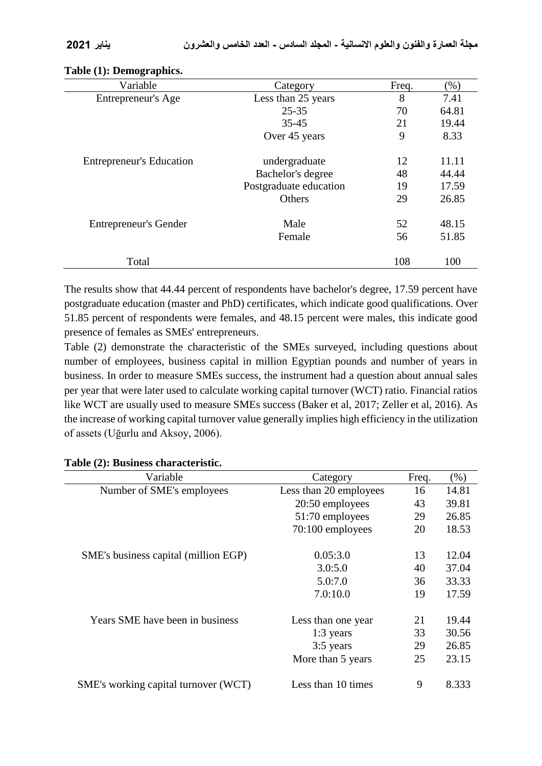**Table (1): Demographics.**

| Variable | Category | Freq. | (%) |
|---|---|---|---|
| Entrepreneur's Age | Less than 25 years | 8 | 7.41 |
| | 25-35 | 70 | 64.81 |
| | 35-45 | 21 | 19.44 |
| | Over 45 years | 9 | 8.33 |
| Entrepreneur's Education | undergraduate | 12 | 11.11 |
| | Bachelor's degree | 48 | 44.44 |
| | Postgraduate education | 19 | 17.59 |
| | Others | 29 | 26.85 |
| Entrepreneur's Gender | Male | 52 | 48.15 |
| | Female | 56 | 51.85 |
| Total | | 108 | 100 |

The results show that 44.44 percent of respondents have bachelor's degree, 17.59 percent have postgraduate education (master and PhD) certificates, which indicate good qualifications. Over 51.85 percent of respondents were females, and 48.15 percent were males, this indicate good presence of females as SMEs' entrepreneurs.

Table (2) demonstrate the characteristic of the SMEs surveyed, including questions about number of employees, business capital in million Egyptian pounds and number of years in business. In order to measure SMEs success, the instrument had a question about annual sales per year that were later used to calculate working capital turnover (WCT) ratio. Financial ratios like WCT are usually used to measure SMEs success (Baker et al, 2017; Zeller et al, 2016). As the increase of working capital turnover value generally implies high efficiency in the utilization of assets (Uğurlu and Aksoy, 2006).

**Table (2): Business characteristic.**

| Variable | Category | Freq. | (%) |
|---|---|---|---|
| Number of SME's employees | Less than 20 employees | 16 | 14.81 |
| | 20:50 employees | 43 | 39.81 |
| | 51:70 employees | 29 | 26.85 |
| | 70:100 employees | 20 | 18.53 |
| SME's business capital (million EGP) | 0.05:3.0 | 13 | 12.04 |
| | 3.0:5.0 | 40 | 37.04 |
| | 5.0:7.0 | 36 | 33.33 |
| | 7.0:10.0 | 19 | 17.59 |
| Years SME have been in business | Less than one year | 21 | 19.44 |
| | 1:3 years | 33 | 30.56 |
| | 3:5 years | 29 | 26.85 |
| | More than 5 years | 25 | 23.15 |
| SME's working capital turnover (WCT) | Less than 10 times | 9 | 8.333 |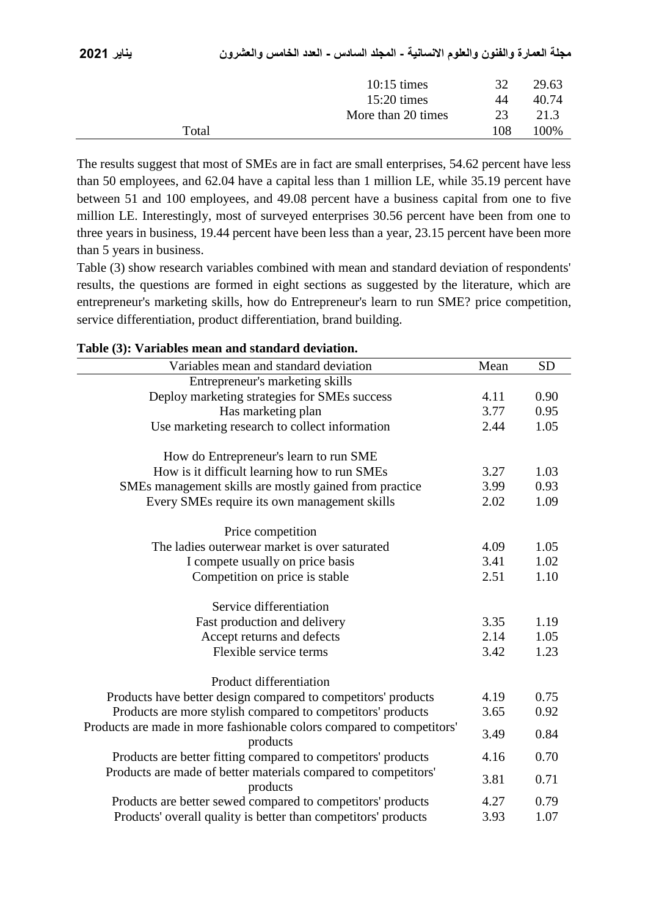| | | |
|---|---|---|
| 10:15 times | 32 | 29.63 |
| 15:20 times | 44 | 40.74 |
| More than 20 times | 23 | 21.3 |
| Total | 108 | 100% |

The results suggest that most of SMEs are in fact are small enterprises, 54.62 percent have less than 50 employees, and 62.04 have a capital less than 1 million LE, while 35.19 percent have between 51 and 100 employees, and 49.08 percent have a business capital from one to five million LE. Interestingly, most of surveyed enterprises 30.56 percent have been from one to three years in business, 19.44 percent have been less than a year, 23.15 percent have been more than 5 years in business.

Table (3) show research variables combined with mean and standard deviation of respondents' results, the questions are formed in eight sections as suggested by the literature, which are entrepreneur's marketing skills, how do Entrepreneur's learn to run SME? price competition, service differentiation, product differentiation, brand building.

**Table (3): Variables mean and standard deviation.**

| Variables mean and standard deviation | Mean | SD |
|---|---|---|
| Entrepreneur's marketing skills | | |
| Deploy marketing strategies for SMEs success | 4.11 | 0.90 |
| Has marketing plan | 3.77 | 0.95 |
| Use marketing research to collect information | 2.44 | 1.05 |
| How do Entrepreneur's learn to run SME | | |
| How is it difficult learning how to run SMEs | 3.27 | 1.03 |
| SMEs management skills are mostly gained from practice | 3.99 | 0.93 |
| Every SMEs require its own management skills | 2.02 | 1.09 |
| Price competition | | |
| The ladies outerwear market is over saturated | 4.09 | 1.05 |
| I compete usually on price basis | 3.41 | 1.02 |
| Competition on price is stable | 2.51 | 1.10 |
| Service differentiation | | |
| Fast production and delivery | 3.35 | 1.19 |
| Accept returns and defects | 2.14 | 1.05 |
| Flexible service terms | 3.42 | 1.23 |
| Product differentiation | | |
| Products have better design compared to competitors' products | 4.19 | 0.75 |
| Products are more stylish compared to competitors' products | 3.65 | 0.92 |
| Products are made in more fashionable colors compared to competitors' products | 3.49 | 0.84 |
| Products are better fitting compared to competitors' products | 4.16 | 0.70 |
| Products are made of better materials compared to competitors' products | 3.81 | 0.71 |
| Products are better sewed compared to competitors' products | 4.27 | 0.79 |
| Products' overall quality is better than competitors' products | 3.93 | 1.07 |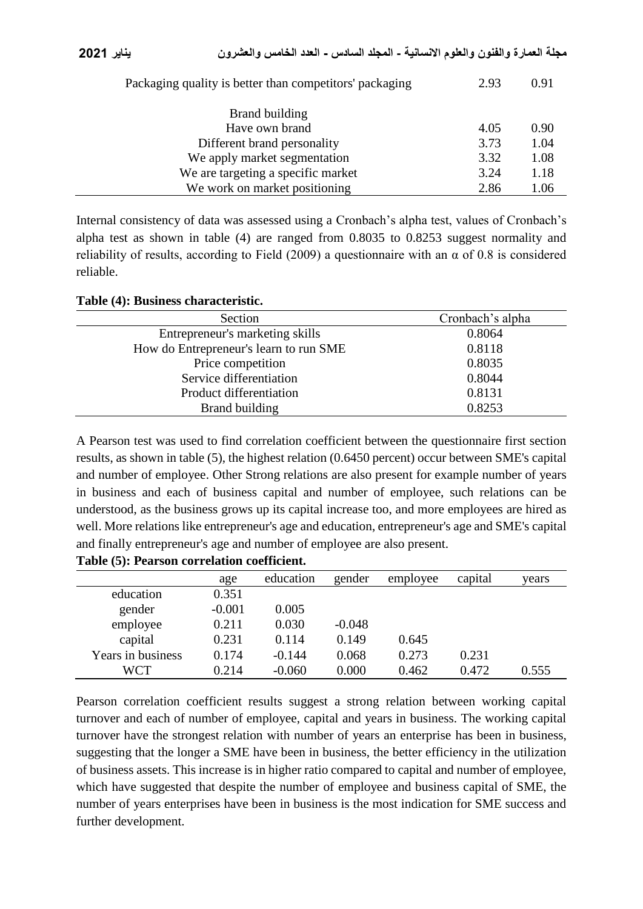| | | |
|---|---|---|
| Packaging quality is better than competitors' packaging | 2.93 | 0.91 |
| Brand building | | |
| Have own brand | 4.05 | 0.90 |
| Different brand personality | 3.73 | 1.04 |
| We apply market segmentation | 3.32 | 1.08 |
| We are targeting a specific market | 3.24 | 1.18 |
| We work on market positioning | 2.86 | 1.06 |

Internal consistency of data was assessed using a Cronbach's alpha test, values of Cronbach's alpha test as shown in table (4) are ranged from 0.8035 to 0.8253 suggest normality and reliability of results, according to Field (2009) a questionnaire with an α of 0.8 is considered reliable.

**Table (4): Business characteristic.**

| Section | Cronbach's alpha |
|---|---|
| Entrepreneur's marketing skills | 0.8064 |
| How do Entrepreneur's learn to run SME | 0.8118 |
| Price competition | 0.8035 |
| Service differentiation | 0.8044 |
| Product differentiation | 0.8131 |
| Brand building | 0.8253 |

A Pearson test was used to find correlation coefficient between the questionnaire first section results, as shown in table (5), the highest relation (0.6450 percent) occur between SME's capital and number of employee. Other Strong relations are also present for example number of years in business and each of business capital and number of employee, such relations can be understood, as the business grows up its capital increase too, and more employees are hired as well. More relations like entrepreneur's age and education, entrepreneur's age and SME's capital and finally entrepreneur's age and number of employee are also present.

**Table (5): Pearson correlation coefficient.**

| | age | education | gender | employee | capital | years |
|---|---|---|---|---|---|---|
| education | 0.351 | | | | | |
| gender | -0.001 | 0.005 | | | | |
| employee | 0.211 | 0.030 | -0.048 | | | |
| capital | 0.231 | 0.114 | 0.149 | 0.645 | | |
| Years in business | 0.174 | -0.144 | 0.068 | 0.273 | 0.231 | |
| WCT | 0.214 | -0.060 | 0.000 | 0.462 | 0.472 | 0.555 |

Pearson correlation coefficient results suggest a strong relation between working capital turnover and each of number of employee, capital and years in business. The working capital turnover have the strongest relation with number of years an enterprise has been in business, suggesting that the longer a SME have been in business, the better efficiency in the utilization of business assets. This increase is in higher ratio compared to capital and number of employee, which have suggested that despite the number of employee and business capital of SME, the number of years enterprises have been in business is the most indication for SME success and further development.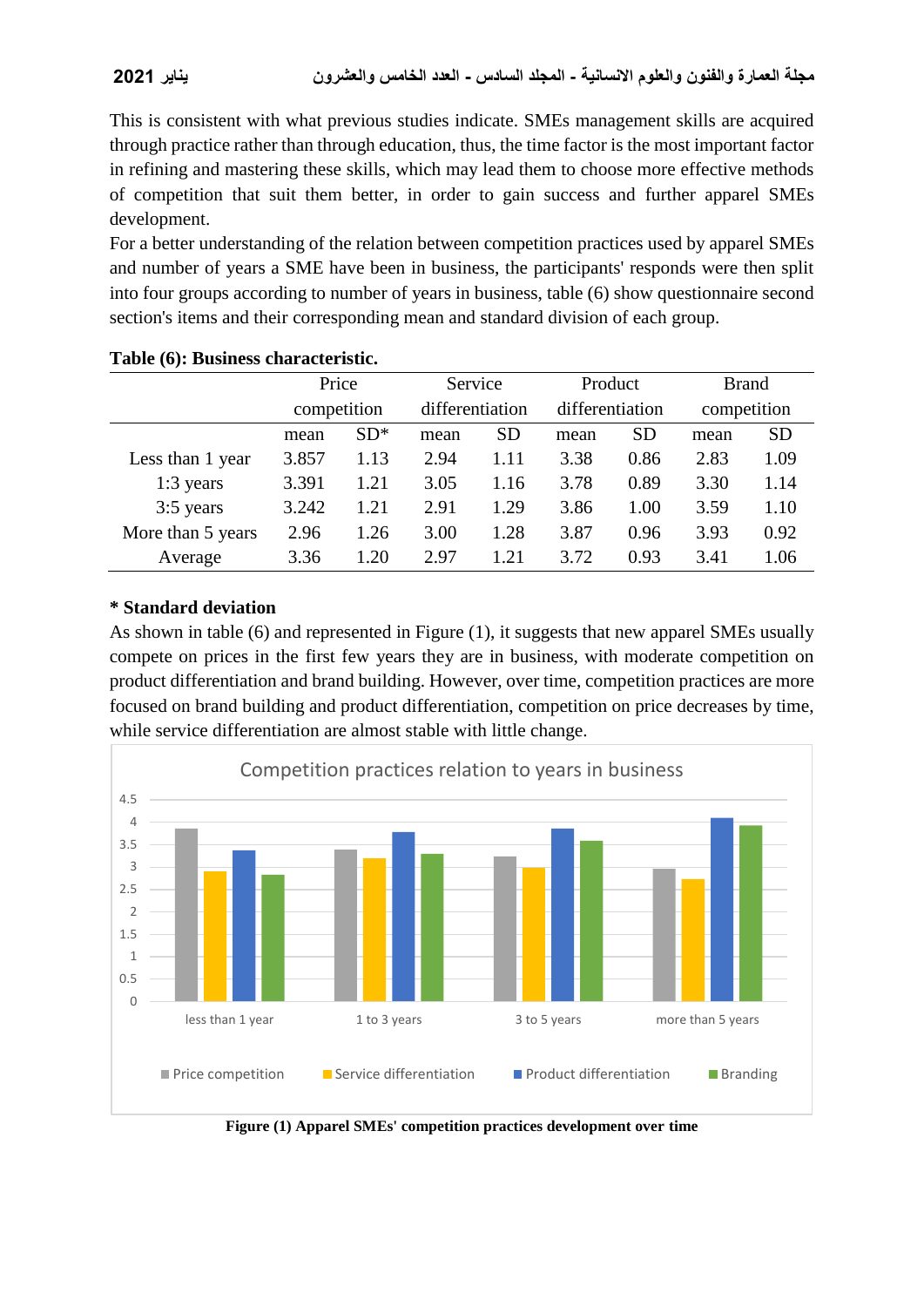This is consistent with what previous studies indicate. SMEs management skills are acquired through practice rather than through education, thus, the time factor is the most important factor in refining and mastering these skills, which may lead them to choose more effective methods of competition that suit them better, in order to gain success and further apparel SMEs development.

For a better understanding of the relation between competition practices used by apparel SMEs and number of years a SME have been in business, the participants' responds were then split into four groups according to number of years in business, table (6) show questionnaire second section's items and their corresponding mean and standard division of each group.

**Table (6): Business characteristic.**

| | Price competition | | Service differentiation | | Product differentiation | | Brand competition | |
|---|---|---|---|---|---|---|---|---|
| | mean | SD* | mean | SD | mean | SD | mean | SD |
| Less than 1 year | 3.857 | 1.13 | 2.94 | 1.11 | 3.38 | 0.86 | 2.83 | 1.09 |
| 1:3 years | 3.391 | 1.21 | 3.05 | 1.16 | 3.78 | 0.89 | 3.30 | 1.14 |
| 3:5 years | 3.242 | 1.21 | 2.91 | 1.29 | 3.86 | 1.00 | 3.59 | 1.10 |
| More than 5 years | 2.96 | 1.26 | 3.00 | 1.28 | 3.87 | 0.96 | 3.93 | 0.92 |
| Average | 3.36 | 1.20 | 2.97 | 1.21 | 3.72 | 0.93 | 3.41 | 1.06 |

**\* Standard deviation**

As shown in table (6) and represented in Figure (1), it suggests that new apparel SMEs usually compete on prices in the first few years they are in business, with moderate competition on product differentiation and brand building. However, over time, competition practices are more focused on brand building and product differentiation, competition on price decreases by time, while service differentiation are almost stable with little change.

**Figure (1) Apparel SMEs' competition practices development over time**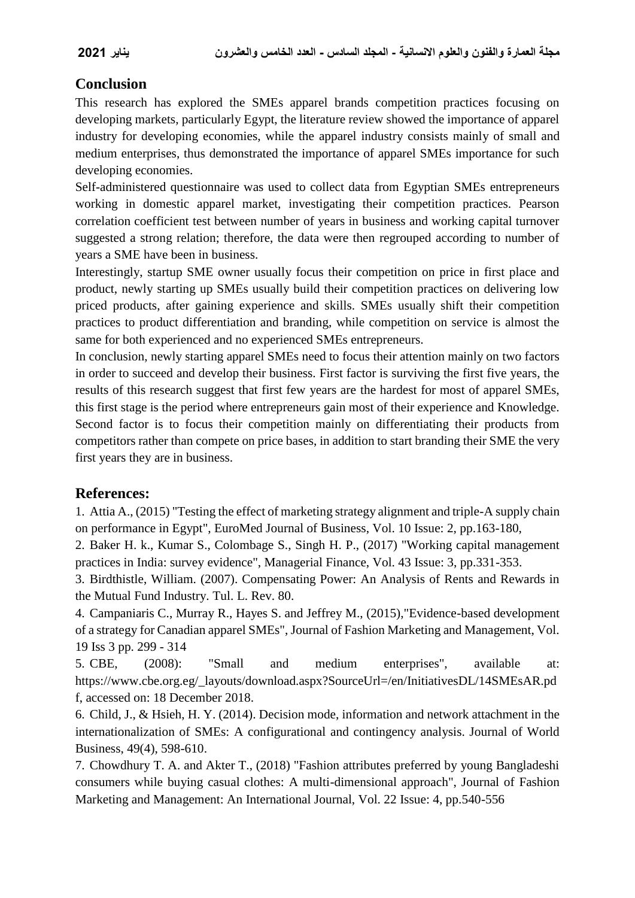## Conclusion

This research has explored the SMEs apparel brands competition practices focusing on developing markets, particularly Egypt, the literature review showed the importance of apparel industry for developing economies, while the apparel industry consists mainly of small and medium enterprises, thus demonstrated the importance of apparel SMEs importance for such developing economies.

Self-administered questionnaire was used to collect data from Egyptian SMEs entrepreneurs working in domestic apparel market, investigating their competition practices. Pearson correlation coefficient test between number of years in business and working capital turnover suggested a strong relation; therefore, the data were then regrouped according to number of years a SME have been in business.

Interestingly, startup SME owner usually focus their competition on price in first place and product, newly starting up SMEs usually build their competition practices on delivering low priced products, after gaining experience and skills. SMEs usually shift their competition practices to product differentiation and branding, while competition on service is almost the same for both experienced and no experienced SMEs entrepreneurs.

In conclusion, newly starting apparel SMEs need to focus their attention mainly on two factors in order to succeed and develop their business. First factor is surviving the first five years, the results of this research suggest that first few years are the hardest for most of apparel SMEs, this first stage is the period where entrepreneurs gain most of their experience and Knowledge. Second factor is to focus their competition mainly on differentiating their products from competitors rather than compete on price bases, in addition to start branding their SME the very first years they are in business.

## References:

1. Attia A., (2015) "Testing the effect of marketing strategy alignment and triple-A supply chain on performance in Egypt", EuroMed Journal of Business, Vol. 10 Issue: 2, pp.163-180,
2. Baker H. k., Kumar S., Colombage S., Singh H. P., (2017) "Working capital management practices in India: survey evidence", Managerial Finance, Vol. 43 Issue: 3, pp.331-353.
3. Birdthistle, William. (2007). Compensating Power: An Analysis of Rents and Rewards in the Mutual Fund Industry. Tul. L. Rev. 80.
4. Campaniaris C., Murray R., Hayes S. and Jeffrey M., (2015),"Evidence-based development of a strategy for Canadian apparel SMEs", Journal of Fashion Marketing and Management, Vol. 19 Iss 3 pp. 299 - 314
5. CBE, (2008): "Small and medium enterprises", available at: https://www.cbe.org.eg/_layouts/download.aspx?SourceUrl=/en/InitiativesDL/14SMEsAR.pdf, accessed on: 18 December 2018.
6. Child, J., & Hsieh, H. Y. (2014). Decision mode, information and network attachment in the internationalization of SMEs: A configurational and contingency analysis. Journal of World Business, 49(4), 598-610.
7. Chowdhury T. A. and Akter T., (2018) "Fashion attributes preferred by young Bangladeshi consumers while buying casual clothes: A multi-dimensional approach", Journal of Fashion Marketing and Management: An International Journal, Vol. 22 Issue: 4, pp.540-556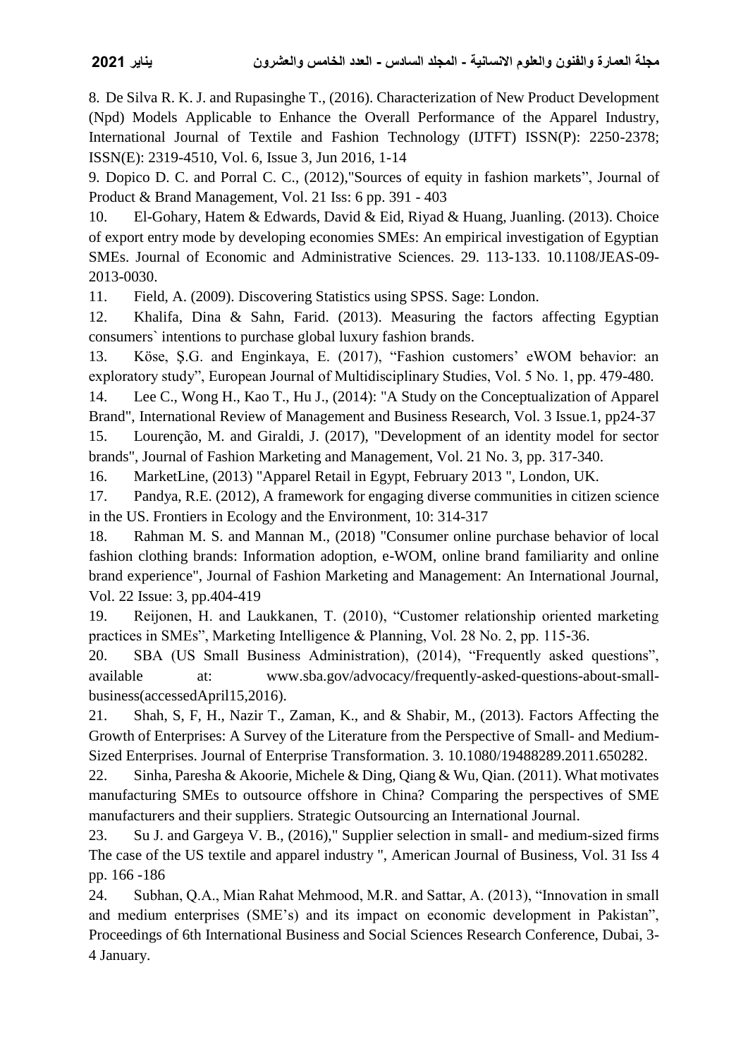8. De Silva R. K. J. and Rupasinghe T., (2016). Characterization of New Product Development (Npd) Models Applicable to Enhance the Overall Performance of the Apparel Industry, International Journal of Textile and Fashion Technology (IJTFT) ISSN(P): 2250-2378; ISSN(E): 2319-4510, Vol. 6, Issue 3, Jun 2016, 1-14

9. Dopico D. C. and Porral C. C., (2012),"Sources of equity in fashion markets", Journal of Product & Brand Management, Vol. 21 Iss: 6 pp. 391 - 403

10. El-Gohary, Hatem & Edwards, David & Eid, Riyad & Huang, Juanling. (2013). Choice of export entry mode by developing economies SMEs: An empirical investigation of Egyptian SMEs. Journal of Economic and Administrative Sciences. 29. 113-133. 10.1108/JEAS-09-2013-0030.

11. Field, A. (2009). Discovering Statistics using SPSS. Sage: London.

12. Khalifa, Dina & Sahn, Farid. (2013). Measuring the factors affecting Egyptian consumers` intentions to purchase global luxury fashion brands.

13. Köse, Ş.G. and Enginkaya, E. (2017), "Fashion customers' eWOM behavior: an exploratory study", European Journal of Multidisciplinary Studies, Vol. 5 No. 1, pp. 479-480.

14. Lee C., Wong H., Kao T., Hu J., (2014): "A Study on the Conceptualization of Apparel Brand", International Review of Management and Business Research, Vol. 3 Issue.1, pp24-37

15. Lourenção, M. and Giraldi, J. (2017), "Development of an identity model for sector brands", Journal of Fashion Marketing and Management, Vol. 21 No. 3, pp. 317-340.

16. MarketLine, (2013) "Apparel Retail in Egypt, February 2013 ", London, UK.

17. Pandya, R.E. (2012), A framework for engaging diverse communities in citizen science in the US. Frontiers in Ecology and the Environment, 10: 314-317

18. Rahman M. S. and Mannan M., (2018) "Consumer online purchase behavior of local fashion clothing brands: Information adoption, e-WOM, online brand familiarity and online brand experience", Journal of Fashion Marketing and Management: An International Journal, Vol. 22 Issue: 3, pp.404-419

19. Reijonen, H. and Laukkanen, T. (2010), "Customer relationship oriented marketing practices in SMEs", Marketing Intelligence & Planning, Vol. 28 No. 2, pp. 115-36.

20. SBA (US Small Business Administration), (2014), "Frequently asked questions", available at: www.sba.gov/advocacy/frequently-asked-questions-about-small-business(accessedApril15,2016).

21. Shah, S, F, H., Nazir T., Zaman, K., and & Shabir, M., (2013). Factors Affecting the Growth of Enterprises: A Survey of the Literature from the Perspective of Small- and Medium-Sized Enterprises. Journal of Enterprise Transformation. 3. 10.1080/19488289.2011.650282.

22. Sinha, Paresha & Akoorie, Michele & Ding, Qiang & Wu, Qian. (2011). What motivates manufacturing SMEs to outsource offshore in China? Comparing the perspectives of SME manufacturers and their suppliers. Strategic Outsourcing an International Journal.

23. Su J. and Gargeya V. B., (2016)," Supplier selection in small- and medium-sized firms The case of the US textile and apparel industry ", American Journal of Business, Vol. 31 Iss 4 pp. 166 -186

24. Subhan, Q.A., Mian Rahat Mehmood, M.R. and Sattar, A. (2013), "Innovation in small and medium enterprises (SME's) and its impact on economic development in Pakistan", Proceedings of 6th International Business and Social Sciences Research Conference, Dubai, 3-4 January.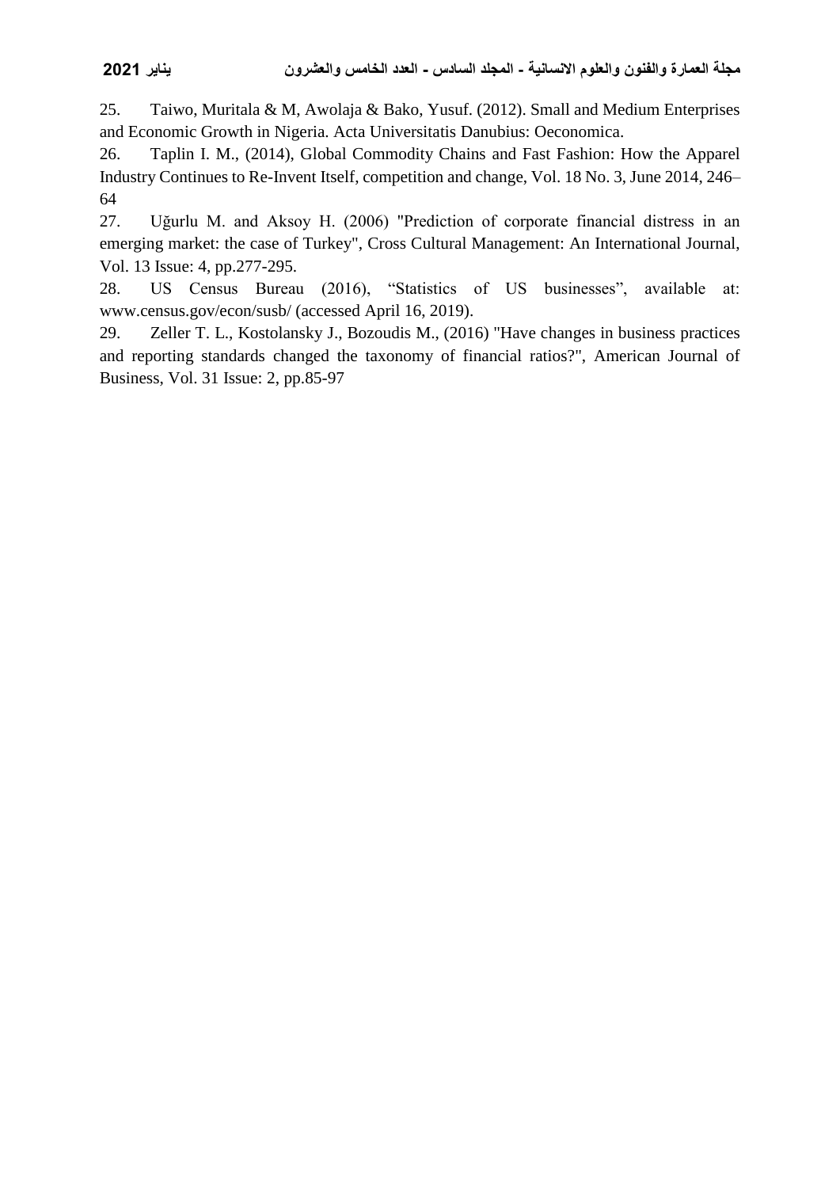25. Taiwo, Muritala & M, Awolaja & Bako, Yusuf. (2012). Small and Medium Enterprises and Economic Growth in Nigeria. Acta Universitatis Danubius: Oeconomica.

26. Taplin I. M., (2014), Global Commodity Chains and Fast Fashion: How the Apparel Industry Continues to Re-Invent Itself, competition and change, Vol. 18 No. 3, June 2014, 246–64

27. Uğurlu M. and Aksoy H. (2006) "Prediction of corporate financial distress in an emerging market: the case of Turkey", Cross Cultural Management: An International Journal, Vol. 13 Issue: 4, pp.277-295.

28. US Census Bureau (2016), “Statistics of US businesses”, available at: www.census.gov/econ/susb/ (accessed April 16, 2019).

29. Zeller T. L., Kostolansky J., Bozoudis M., (2016) "Have changes in business practices and reporting standards changed the taxonomy of financial ratios?", American Journal of Business, Vol. 31 Issue: 2, pp.85-97